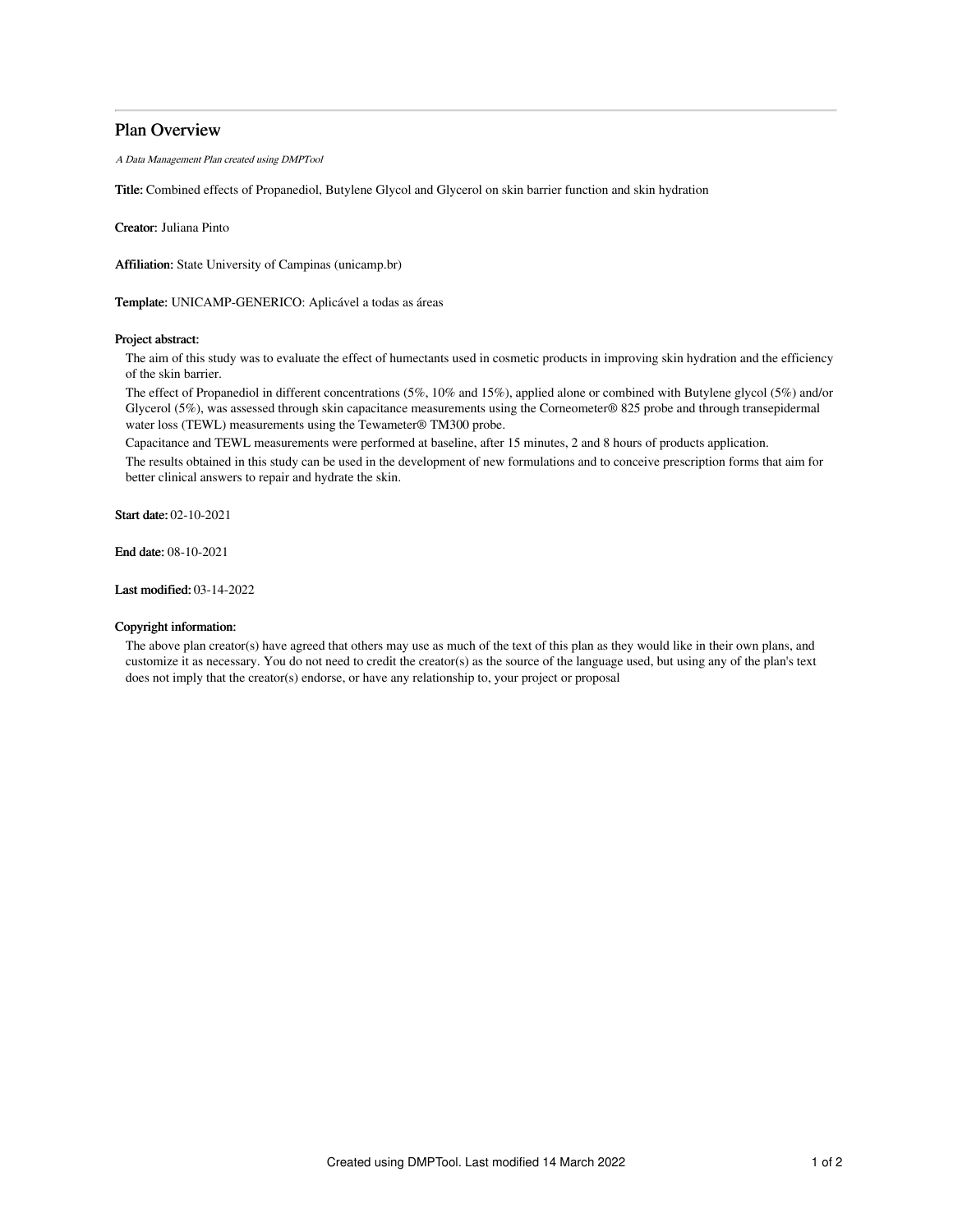# Plan Overview

*A Data Management Plan created using DMPTool*

**Title:** Combined effects of Propanediol, Butylene Glycol and Glycerol on skin barrier function and skin hydration

**Creator:** Juliana Pinto

**Affiliation:** State University of Campinas (unicamp.br)

**Template:** UNICAMP-GENERICO: Aplicável a todas as áreas

**Project abstract:**

The aim of this study was to evaluate the effect of humectants used in cosmetic products in improving skin hydration and the efficiency of the skin barrier.

The effect of Propanediol in different concentrations (5%, 10% and 15%), applied alone or combined with Butylene glycol (5%) and/or Glycerol (5%), was assessed through skin capacitance measurements using the Corneometer® 825 probe and through transepidermal water loss (TEWL) measurements using the Tewameter® TM300 probe.

Capacitance and TEWL measurements were performed at baseline, after 15 minutes, 2 and 8 hours of products application.

The results obtained in this study can be used in the development of new formulations and to conceive prescription forms that aim for better clinical answers to repair and hydrate the skin.

**Start date:** 02-10-2021

**End date:** 08-10-2021

**Last modified:** 03-14-2022

**Copyright information:**

The above plan creator(s) have agreed that others may use as much of the text of this plan as they would like in their own plans, and customize it as necessary. You do not need to credit the creator(s) as the source of the language used, but using any of the plan's text does not imply that the creator(s) endorse, or have any relationship to, your project or proposal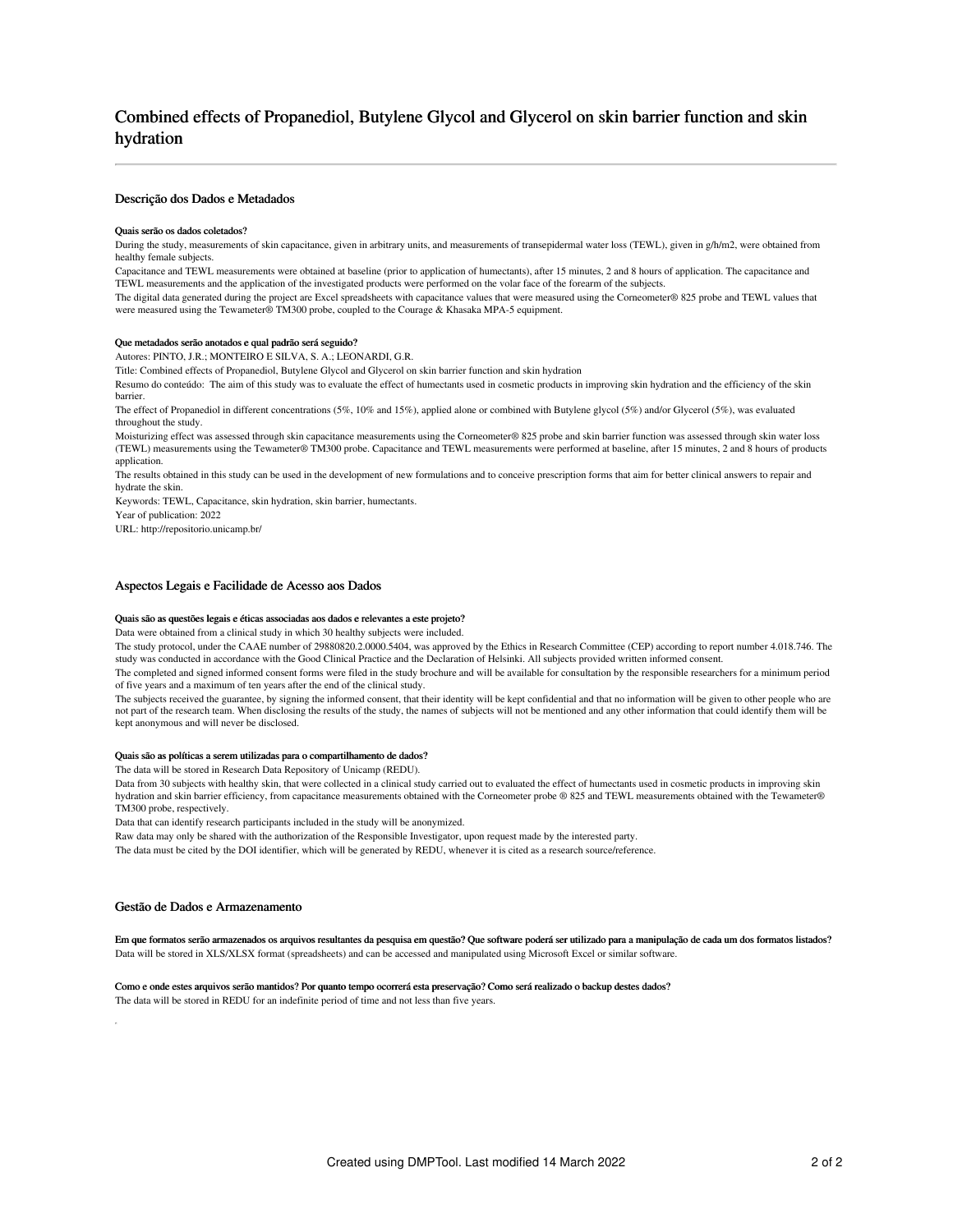# Combined effects of Propanediol, Butylene Glycol and Glycerol on skin barrier function and skin hydration

## Descrição dos Dados e Metadados

**Quais serão os dados coletados?**

During the study, measurements of skin capacitance, given in arbitrary units, and measurements of transepidermal water loss (TEWL), given in g/h/m2, were obtained from healthy female subjects.

Capacitance and TEWL measurements were obtained at baseline (prior to application of humectants), after 15 minutes, 2 and 8 hours of application. The capacitance and TEWL measurements and the application of the investigated products were performed on the volar face of the forearm of the subjects.

The digital data generated during the project are Excel spreadsheets with capacitance values that were measured using the Corneometer® 825 probe and TEWL values that were measured using the Tewameter® TM300 probe, coupled to the Courage & Khasaka MPA-5 equipment.

**Que metadados serão anotados e qual padrão será seguido?**

Autores: PINTO, J.R.; MONTEIRO E SILVA, S. A.; LEONARDI, G.R.

Title: Combined effects of Propanediol, Butylene Glycol and Glycerol on skin barrier function and skin hydration

Resumo do conteúdo: The aim of this study was to evaluate the effect of humectants used in cosmetic products in improving skin hydration and the efficiency of the skin barrier.

The effect of Propanediol in different concentrations (5%, 10% and 15%), applied alone or combined with Butylene glycol (5%) and/or Glycerol (5%), was evaluated throughout the study.

Moisturizing effect was assessed through skin capacitance measurements using the Corneometer® 825 probe and skin barrier function was assessed through skin water loss (TEWL) measurements using the Tewameter® TM300 probe. Capacitance and TEWL measurements were performed at baseline, after 15 minutes, 2 and 8 hours of products application.

The results obtained in this study can be used in the development of new formulations and to conceive prescription forms that aim for better clinical answers to repair and hydrate the skin.

Keywords: TEWL, Capacitance, skin hydration, skin barrier, humectants.

Year of publication: 2022

URL: http://repositorio.unicamp.br/

## Aspectos Legais e Facilidade de Acesso aos Dados

**Quais são as questões legais e éticas associadas aos dados e relevantes a este projeto?**

Data were obtained from a clinical study in which 30 healthy subjects were included.

The study protocol, under the CAAE number of 29880820.2.0000.5404, was approved by the Ethics in Research Committee (CEP) according to report number 4.018.746. The study was conducted in accordance with the Good Clinical Practice and the Declaration of Helsinki. All subjects provided written informed consent.

The completed and signed informed consent forms were filed in the study brochure and will be available for consultation by the responsible researchers for a minimum period of five years and a maximum of ten years after the end of the clinical study.

The subjects received the guarantee, by signing the informed consent, that their identity will be kept confidential and that no information will be given to other people who are not part of the research team. When disclosing the results of the study, the names of subjects will not be mentioned and any other information that could identify them will be kept anonymous and will never be disclosed.

**Quais são as políticas a serem utilizadas para o compartilhamento de dados?**

The data will be stored in Research Data Repository of Unicamp (REDU).

Data from 30 subjects with healthy skin, that were collected in a clinical study carried out to evaluated the effect of humectants used in cosmetic products in improving skin hydration and skin barrier efficiency, from capacitance measurements obtained with the Corneometer probe ® 825 and TEWL measurements obtained with the Tewameter® TM300 probe, respectively.

Data that can identify research participants included in the study will be anonymized.

Raw data may only be shared with the authorization of the Responsible Investigator, upon request made by the interested party.

The data must be cited by the DOI identifier, which will be generated by REDU, whenever it is cited as a research source/reference.

## Gestão de Dados e Armazenamento

**Em que formatos serão armazenados os arquivos resultantes da pesquisa em questão? Que software poderá ser utilizado para a manipulação de cada um dos formatos listados?**

Data will be stored in XLS/XLSX format (spreadsheets) and can be accessed and manipulated using Microsoft Excel or similar software.

**Como e onde estes arquivos serão mantidos? Por quanto tempo ocorrerá esta preservação? Como será realizado o backup destes dados?**

The data will be stored in REDU for an indefinite period of time and not less than five years.

Created using DMPTool. Last modified 14 March 2022